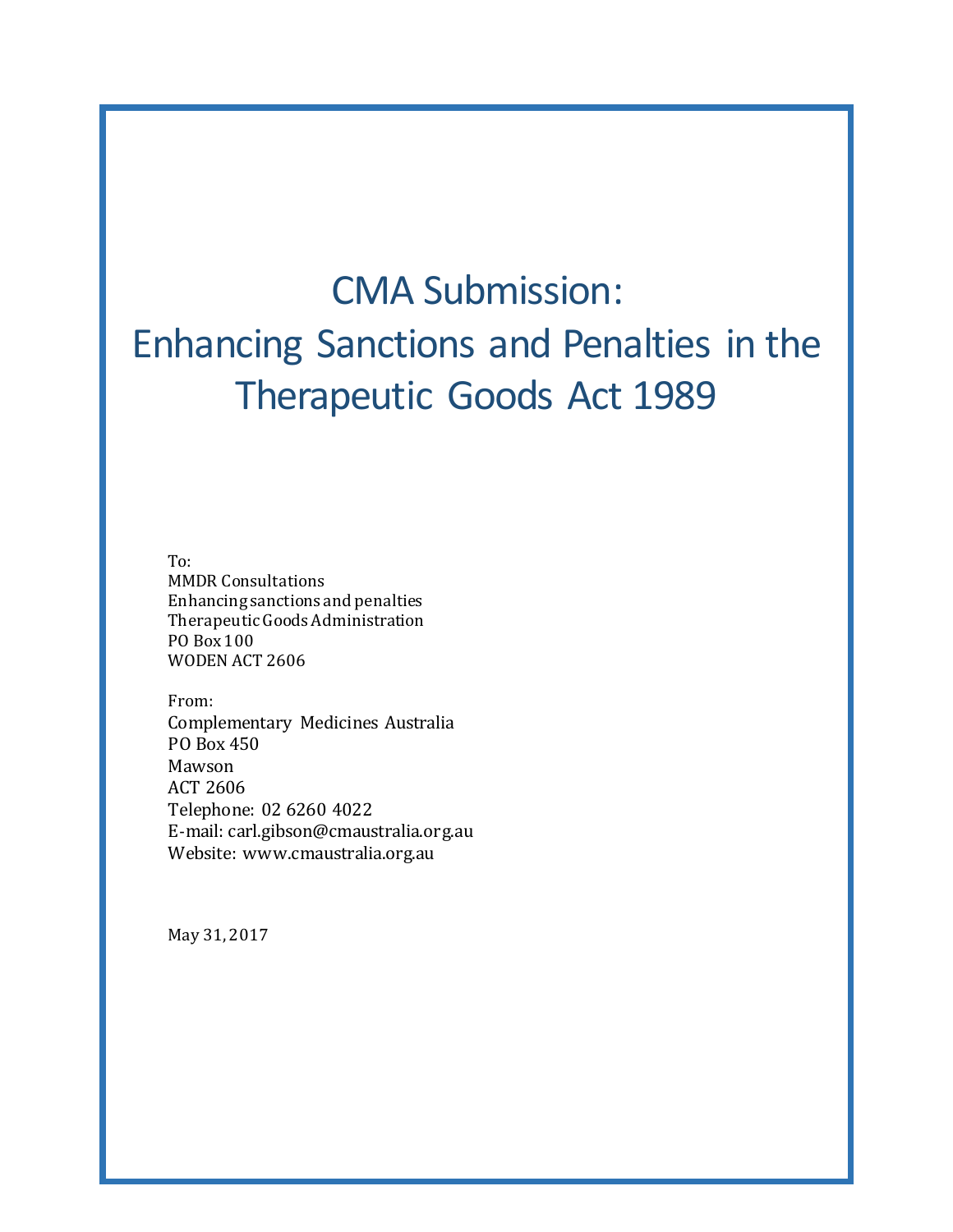# CMA Submission: Enhancing Sanctions and Penalties in the Therapeutic Goods Act 1989

To:
MMDR Consultations
Enhancing sanctions and penalties
Therapeutic Goods Administration
PO Box 100
WODEN ACT 2606

From:
Complementary Medicines Australia
PO Box 450
Mawson
ACT 2606
Telephone: 02 6260 4022
E-mail: carl.gibson@cmaustralia.org.au
Website: www.cmaustralia.org.au

May 31, 2017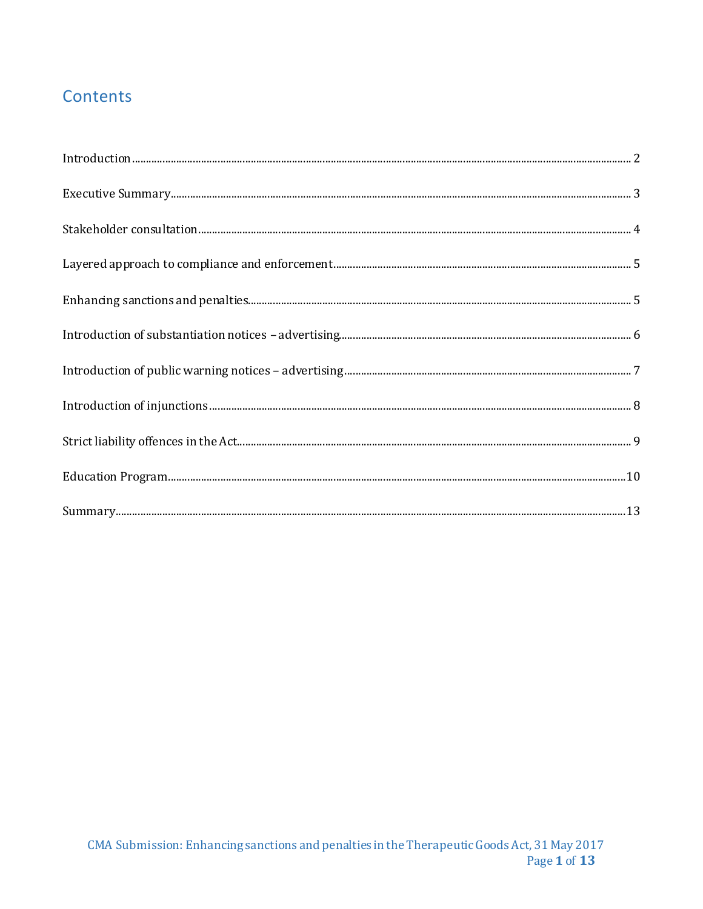## Contents

Introduction ........................................................................ 2

Executive Summary ........................................................................ 3

Stakeholder consultation ........................................................................ 4

Layered approach to compliance and enforcement ........................................................................ 5

Enhancing sanctions and penalties ........................................................................ 5

Introduction of substantiation notices – advertising ........................................................................ 6

Introduction of public warning notices – advertising ........................................................................ 7

Introduction of injunctions ........................................................................ 8

Strict liability offences in the Act ........................................................................ 9

Education Program ........................................................................ 10

Summary ........................................................................ 13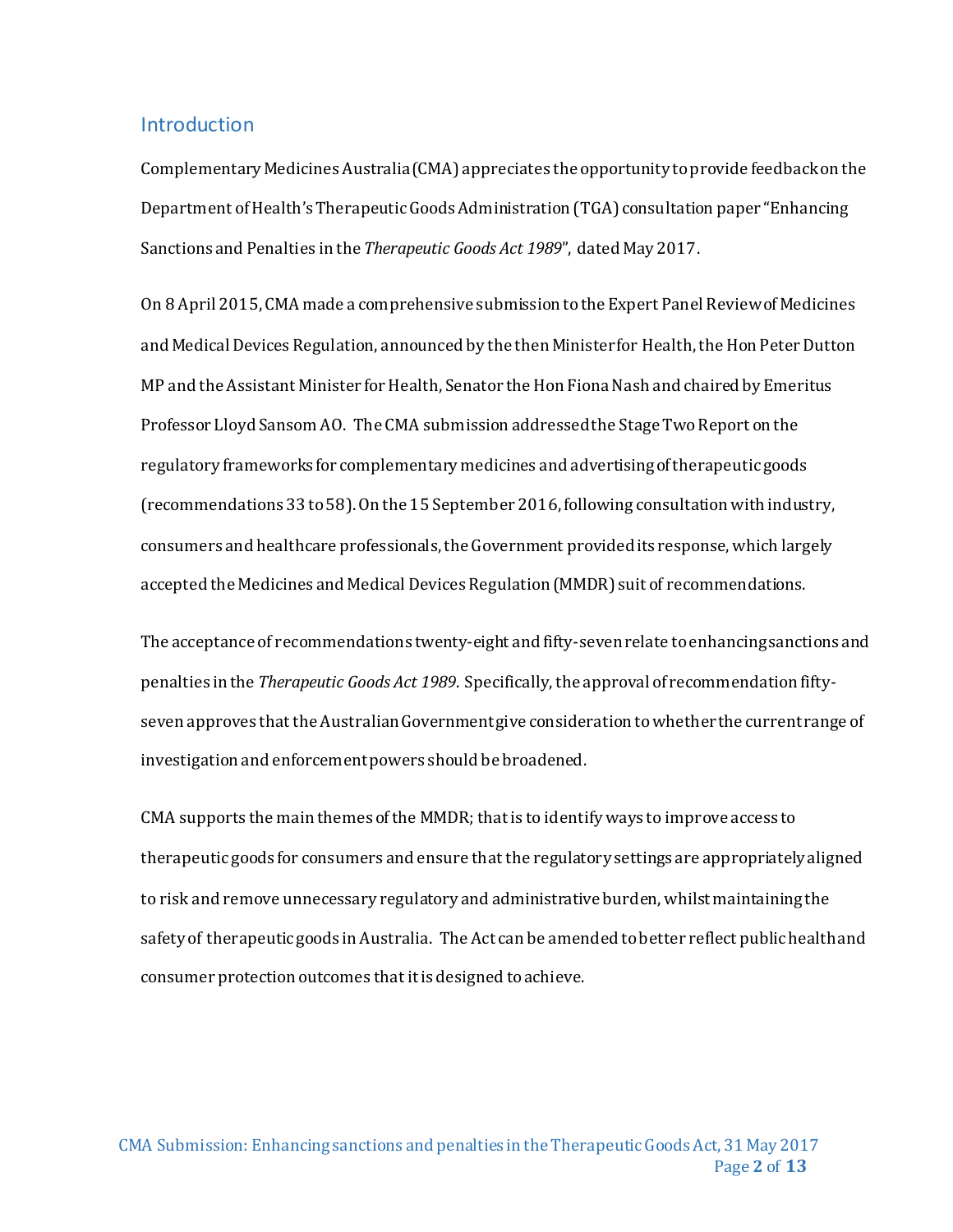## Introduction

Complementary Medicines Australia (CMA) appreciates the opportunity to provide feedback on the Department of Health's Therapeutic Goods Administration (TGA) consultation paper "Enhancing Sanctions and Penalties in the *Therapeutic Goods Act 1989*", dated May 2017.

On 8 April 2015, CMA made a comprehensive submission to the Expert Panel Review of Medicines and Medical Devices Regulation, announced by the then Minister for Health, the Hon Peter Dutton MP and the Assistant Minister for Health, Senator the Hon Fiona Nash and chaired by Emeritus Professor Lloyd Sansom AO. The CMA submission addressed the Stage Two Report on the regulatory frameworks for complementary medicines and advertising of therapeutic goods (recommendations 33 to 58). On the 15 September 2016, following consultation with industry, consumers and healthcare professionals, the Government provided its response, which largely accepted the Medicines and Medical Devices Regulation (MMDR) suit of recommendations.

The acceptance of recommendations twenty-eight and fifty-seven relate to enhancing sanctions and penalties in the *Therapeutic Goods Act 1989*. Specifically, the approval of recommendation fifty-seven approves that the Australian Government give consideration to whether the current range of investigation and enforcement powers should be broadened.

CMA supports the main themes of the MMDR; that is to identify ways to improve access to therapeutic goods for consumers and ensure that the regulatory settings are appropriately aligned to risk and remove unnecessary regulatory and administrative burden, whilst maintaining the safety of therapeutic goods in Australia. The Act can be amended to better reflect public health and consumer protection outcomes that it is designed to achieve.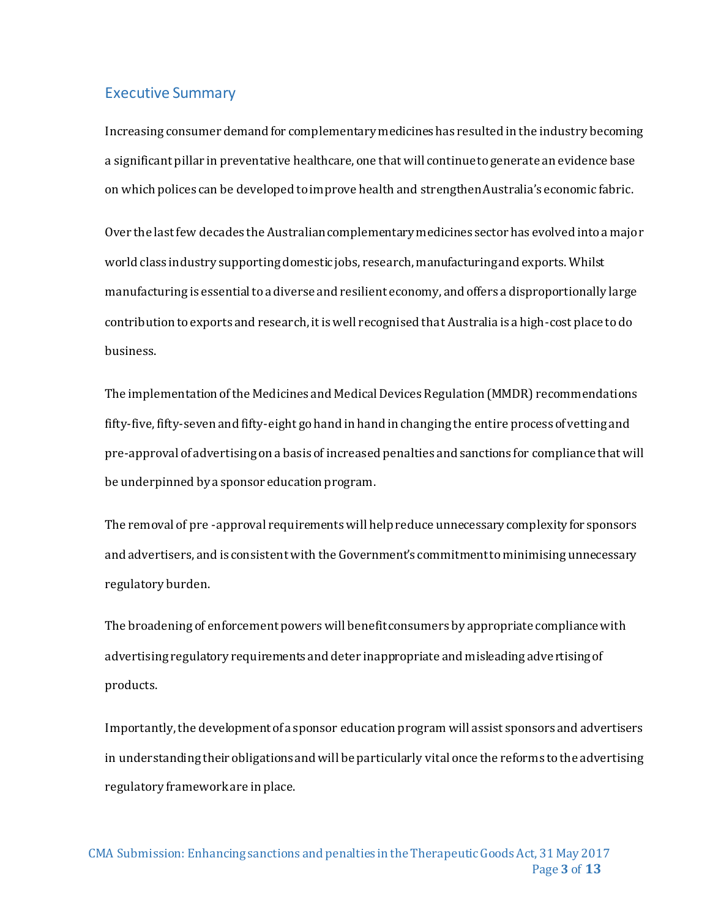## Executive Summary

Increasing consumer demand for complementary medicines has resulted in the industry becoming a significant pillar in preventative healthcare, one that will continue to generate an evidence base on which polices can be developed to improve health and strengthen Australia's economic fabric.

Over the last few decades the Australian complementary medicines sector has evolved into a major world class industry supporting domestic jobs, research, manufacturing and exports. Whilst manufacturing is essential to a diverse and resilient economy, and offers a disproportionally large contribution to exports and research, it is well recognised that Australia is a high-cost place to do business.

The implementation of the Medicines and Medical Devices Regulation (MMDR) recommendations fifty-five, fifty-seven and fifty-eight go hand in hand in changing the entire process of vetting and pre-approval of advertising on a basis of increased penalties and sanctions for compliance that will be underpinned by a sponsor education program.

The removal of pre -approval requirements will help reduce unnecessary complexity for sponsors and advertisers, and is consistent with the Government's commitment to minimising unnecessary regulatory burden.

The broadening of enforcement powers will benefit consumers by appropriate compliance with advertising regulatory requirements and deter inappropriate and misleading advertising of products.

Importantly, the development of a sponsor education program will assist sponsors and advertisers in understanding their obligations and will be particularly vital once the reforms to the advertising regulatory framework are in place.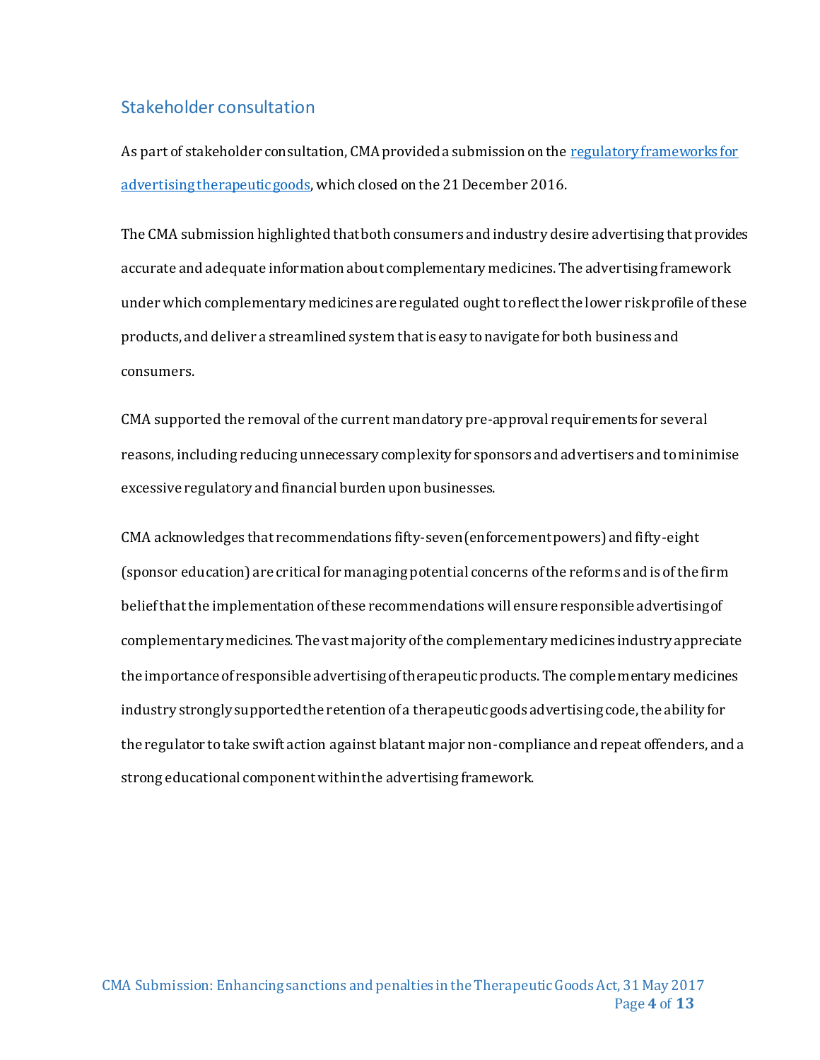## Stakeholder consultation

As part of stakeholder consultation, CMA provided a submission on the [regulatory frameworks for advertising therapeutic goods](), which closed on the 21 December 2016.

The CMA submission highlighted that both consumers and industry desire advertising that provides accurate and adequate information about complementary medicines. The advertising framework under which complementary medicines are regulated ought to reflect the lower risk profile of these products, and deliver a streamlined system that is easy to navigate for both business and consumers.

CMA supported the removal of the current mandatory pre-approval requirements for several reasons, including reducing unnecessary complexity for sponsors and advertisers and to minimise excessive regulatory and financial burden upon businesses.

CMA acknowledges that recommendations fifty-seven (enforcement powers) and fifty-eight (sponsor education) are critical for managing potential concerns of the reforms and is of the firm belief that the implementation of these recommendations will ensure responsible advertising of complementary medicines. The vast majority of the complementary medicines industry appreciate the importance of responsible advertising of therapeutic products. The complementary medicines industry strongly supported the retention of a therapeutic goods advertising code, the ability for the regulator to take swift action against blatant major non-compliance and repeat offenders, and a strong educational component within the advertising framework.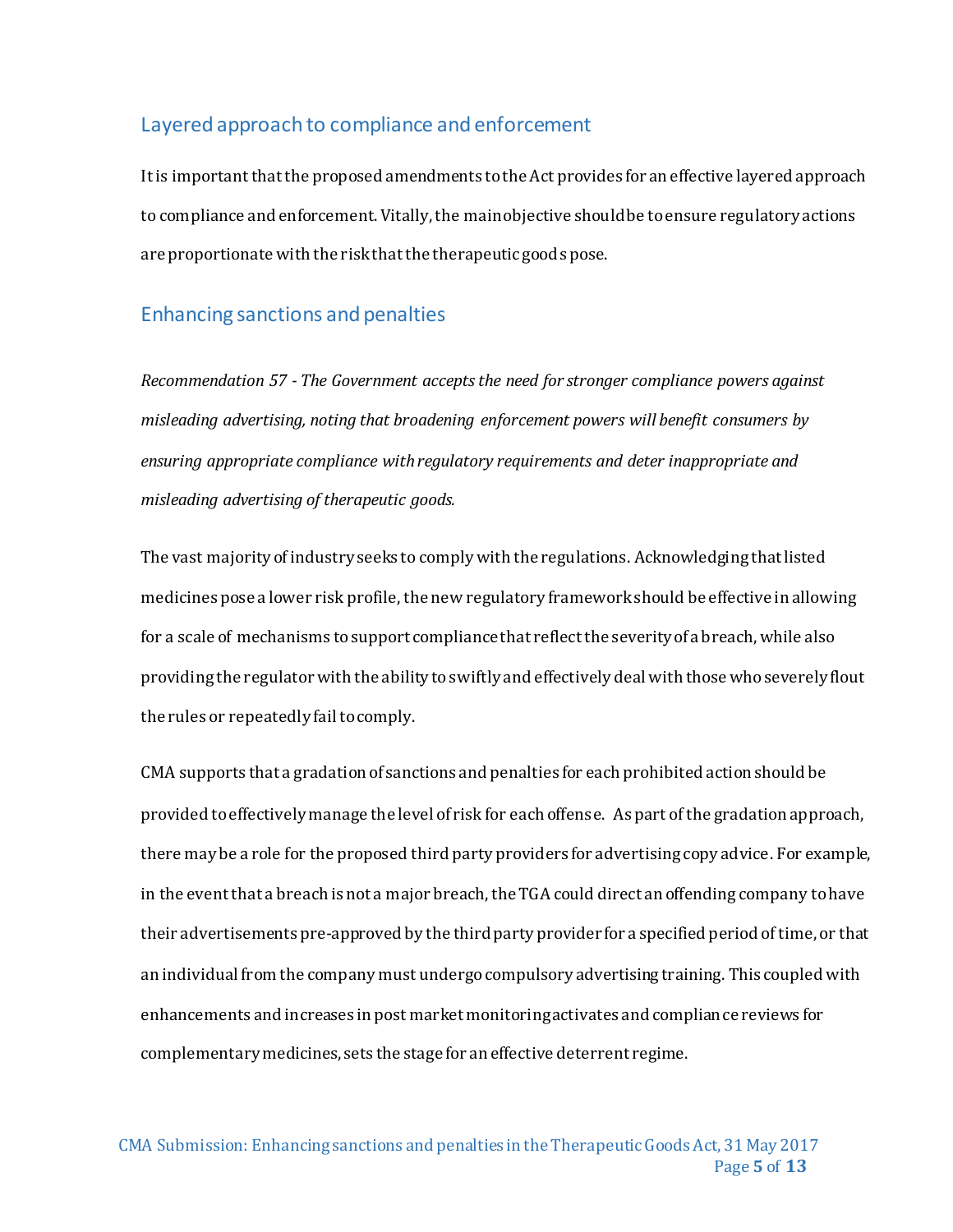## Layered approach to compliance and enforcement

It is important that the proposed amendments to the Act provides for an effective layered approach to compliance and enforcement. Vitally, the main objective should be to ensure regulatory actions are proportionate with the risk that the therapeutic goods pose.

## Enhancing sanctions and penalties

*Recommendation 57 - The Government accepts the need for stronger compliance powers against misleading advertising, noting that broadening enforcement powers will benefit consumers by ensuring appropriate compliance with regulatory requirements and deter inappropriate and misleading advertising of therapeutic goods.*

The vast majority of industry seeks to comply with the regulations. Acknowledging that listed medicines pose a lower risk profile, the new regulatory framework should be effective in allowing for a scale of mechanisms to support compliance that reflect the severity of a breach, while also providing the regulator with the ability to swiftly and effectively deal with those who severely flout the rules or repeatedly fail to comply.

CMA supports that a gradation of sanctions and penalties for each prohibited action should be provided to effectively manage the level of risk for each offense. As part of the gradation approach, there may be a role for the proposed third party providers for advertising copy advice. For example, in the event that a breach is not a major breach, the TGA could direct an offending company to have their advertisements pre-approved by the third party provider for a specified period of time, or that an individual from the company must undergo compulsory advertising training. This coupled with enhancements and increases in post market monitoring activates and compliance reviews for complementary medicines, sets the stage for an effective deterrent regime.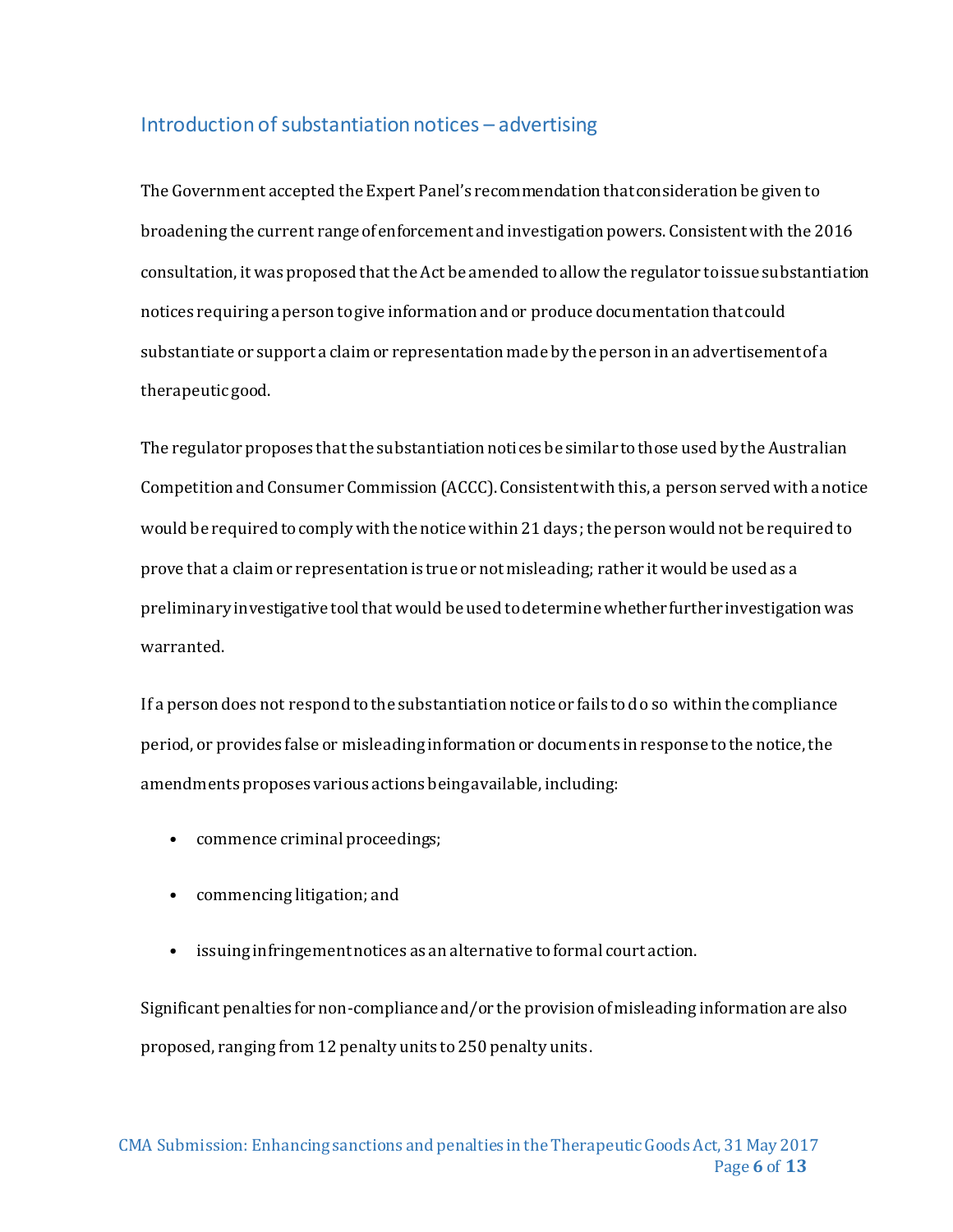## Introduction of substantiation notices – advertising

The Government accepted the Expert Panel's recommendation that consideration be given to broadening the current range of enforcement and investigation powers. Consistent with the 2016 consultation, it was proposed that the Act be amended to allow the regulator to issue substantiation notices requiring a person to give information and or produce documentation that could substantiate or support a claim or representation made by the person in an advertisement of a therapeutic good.

The regulator proposes that the substantiation notices be similar to those used by the Australian Competition and Consumer Commission (ACCC). Consistent with this, a person served with a notice would be required to comply with the notice within 21 days; the person would not be required to prove that a claim or representation is true or not misleading; rather it would be used as a preliminary investigative tool that would be used to determine whether further investigation was warranted.

If a person does not respond to the substantiation notice or fails to do so within the compliance period, or provides false or misleading information or documents in response to the notice, the amendments proposes various actions being available, including:

- commence criminal proceedings;
- commencing litigation; and
- issuing infringement notices as an alternative to formal court action.

Significant penalties for non-compliance and/or the provision of misleading information are also proposed, ranging from 12 penalty units to 250 penalty units.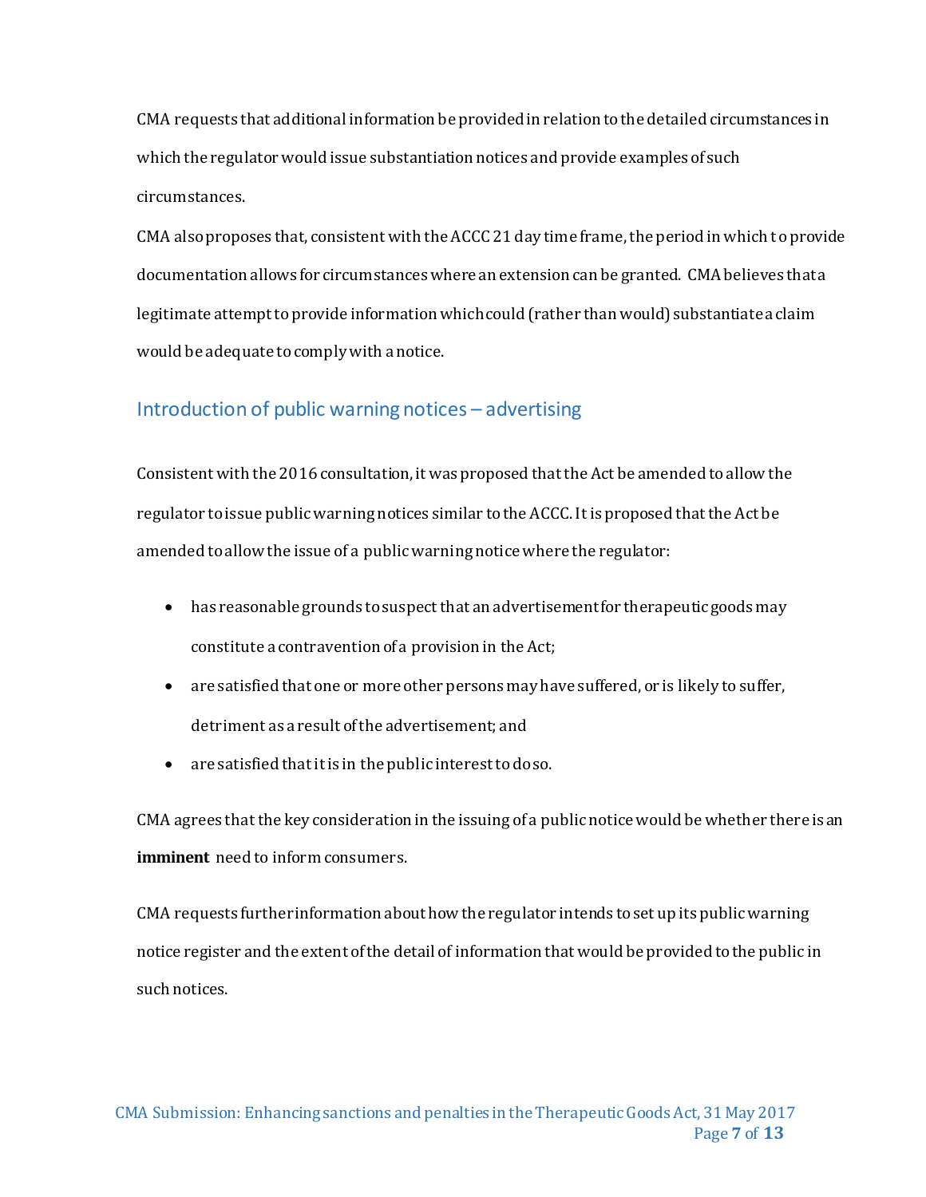CMA requests that additional information be provided in relation to the detailed circumstances in which the regulator would issue substantiation notices and provide examples of such circumstances.

CMA also proposes that, consistent with the ACCC 21 day time frame, the period in which to provide documentation allows for circumstances where an extension can be granted. CMA believes that a legitimate attempt to provide information which could (rather than would) substantiate a claim would be adequate to comply with a notice.

## Introduction of public warning notices – advertising

Consistent with the 2016 consultation, it was proposed that the Act be amended to allow the regulator to issue public warning notices similar to the ACCC. It is proposed that the Act be amended to allow the issue of a public warning notice where the regulator:

- has reasonable grounds to suspect that an advertisement for therapeutic goods may constitute a contravention of a provision in the Act;
- are satisfied that one or more other persons may have suffered, or is likely to suffer, detriment as a result of the advertisement; and
- are satisfied that it is in the public interest to do so.

CMA agrees that the key consideration in the issuing of a public notice would be whether there is an **imminent** need to inform consumers.

CMA requests further information about how the regulator intends to set up its public warning notice register and the extent of the detail of information that would be provided to the public in such notices.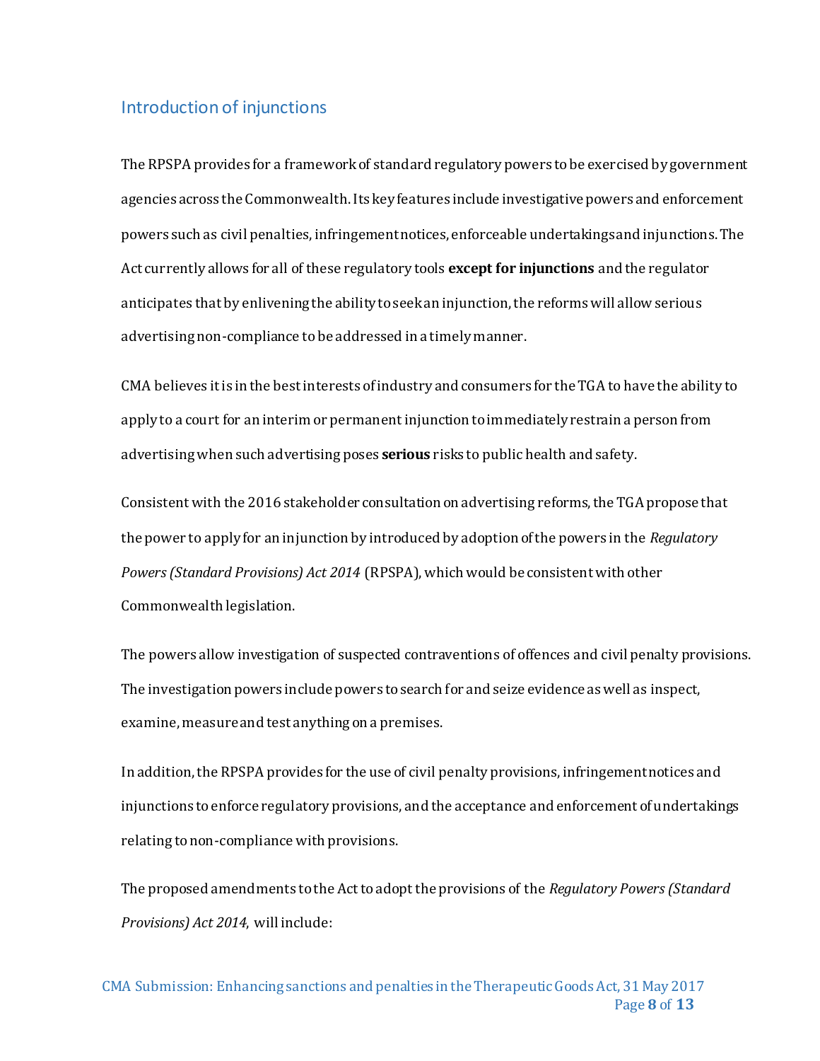## Introduction of injunctions

The RPSPA provides for a framework of standard regulatory powers to be exercised by government agencies across the Commonwealth. Its key features include investigative powers and enforcement powers such as civil penalties, infringement notices, enforceable undertakings and injunctions. The Act currently allows for all of these regulatory tools **except for injunctions** and the regulator anticipates that by enlivening the ability to seek an injunction, the reforms will allow serious advertising non-compliance to be addressed in a timely manner.

CMA believes it is in the best interests of industry and consumers for the TGA to have the ability to apply to a court for an interim or permanent injunction to immediately restrain a person from advertising when such advertising poses **serious** risks to public health and safety.

Consistent with the 2016 stakeholder consultation on advertising reforms, the TGA propose that the power to apply for an injunction by introduced by adoption of the powers in the *Regulatory Powers (Standard Provisions) Act 2014* (RPSPA), which would be consistent with other Commonwealth legislation.

The powers allow investigation of suspected contraventions of offences and civil penalty provisions. The investigation powers include powers to search for and seize evidence as well as inspect, examine, measure and test anything on a premises.

In addition, the RPSPA provides for the use of civil penalty provisions, infringement notices and injunctions to enforce regulatory provisions, and the acceptance and enforcement of undertakings relating to non-compliance with provisions.

The proposed amendments to the Act to adopt the provisions of the *Regulatory Powers (Standard Provisions) Act 2014*, will include: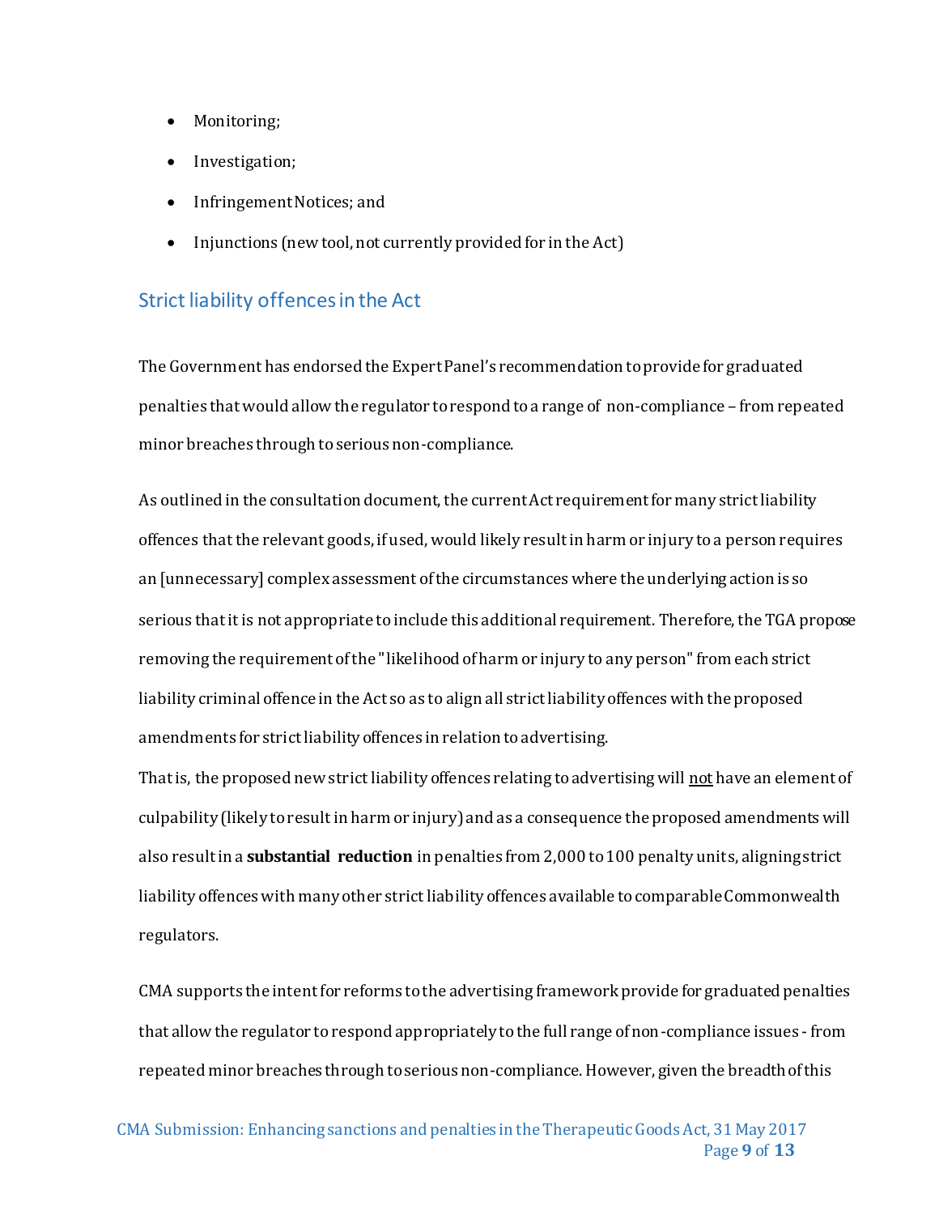- Monitoring;
- Investigation;
- Infringement Notices; and
- Injunctions (new tool, not currently provided for in the Act)

## Strict liability offences in the Act

The Government has endorsed the Expert Panel's recommendation to provide for graduated penalties that would allow the regulator to respond to a range of non-compliance – from repeated minor breaches through to serious non-compliance.

As outlined in the consultation document, the current Act requirement for many strict liability offences that the relevant goods, if used, would likely result in harm or injury to a person requires an [unnecessary] complex assessment of the circumstances where the underlying action is so serious that it is not appropriate to include this additional requirement. Therefore, the TGA propose removing the requirement of the "likelihood of harm or injury to any person" from each strict liability criminal offence in the Act so as to align all strict liability offences with the proposed amendments for strict liability offences in relation to advertising.

That is, the proposed new strict liability offences relating to advertising will <u>not</u> have an element of culpability (likely to result in harm or injury) and as a consequence the proposed amendments will also result in a **substantial reduction** in penalties from 2,000 to 100 penalty units, aligning strict liability offences with many other strict liability offences available to comparable Commonwealth regulators.

CMA supports the intent for reforms to the advertising framework provide for graduated penalties that allow the regulator to respond appropriately to the full range of non-compliance issues - from repeated minor breaches through to serious non-compliance. However, given the breadth of this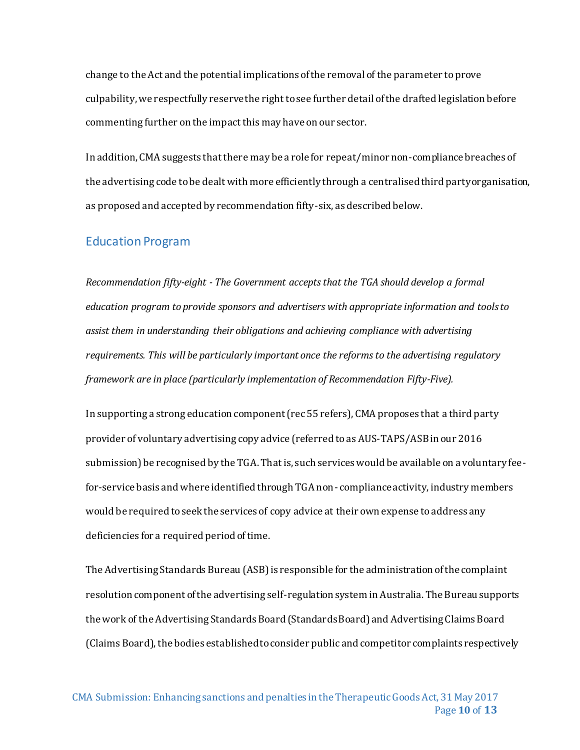change to the Act and the potential implications of the removal of the parameter to prove culpability, we respectfully reserve the right to see further detail of the drafted legislation before commenting further on the impact this may have on our sector.

In addition, CMA suggests that there may be a role for repeat/minor non-compliance breaches of the advertising code to be dealt with more efficiently through a centralised third party organisation, as proposed and accepted by recommendation fifty-six, as described below.

## Education Program

*Recommendation fifty-eight - The Government accepts that the TGA should develop a formal education program to provide sponsors and advertisers with appropriate information and tools to assist them in understanding their obligations and achieving compliance with advertising requirements. This will be particularly important once the reforms to the advertising regulatory framework are in place (particularly implementation of Recommendation Fifty-Five).*

In supporting a strong education component (rec 55 refers), CMA proposes that a third party provider of voluntary advertising copy advice (referred to as AUS-TAPS/ASB in our 2016 submission) be recognised by the TGA. That is, such services would be available on a voluntary fee-for-service basis and where identified through TGA non - compliance activity, industry members would be required to seek the services of copy advice at their own expense to address any deficiencies for a required period of time.

The Advertising Standards Bureau (ASB) is responsible for the administration of the complaint resolution component of the advertising self-regulation system in Australia. The Bureau supports the work of the Advertising Standards Board (Standards Board) and Advertising Claims Board (Claims Board), the bodies established to consider public and competitor complaints respectively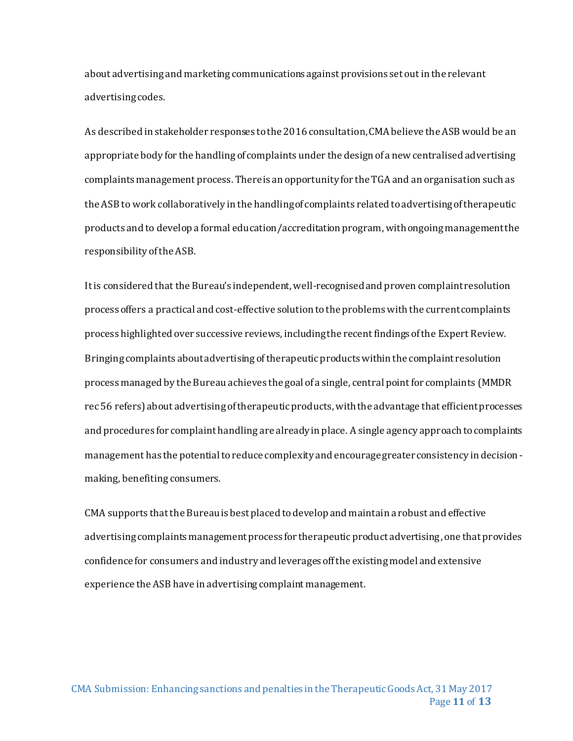about advertising and marketing communications against provisions set out in the relevant advertising codes.

As described in stakeholder responses to the 2016 consultation, CMA believe the ASB would be an appropriate body for the handling of complaints under the design of a new centralised advertising complaints management process. There is an opportunity for the TGA and an organisation such as the ASB to work collaboratively in the handling of complaints related to advertising of therapeutic products and to develop a formal education/accreditation program, with ongoing management the responsibility of the ASB.

It is considered that the Bureau's independent, well-recognised and proven complaint resolution process offers a practical and cost-effective solution to the problems with the current complaints process highlighted over successive reviews, including the recent findings of the Expert Review. Bringing complaints about advertising of therapeutic products within the complaint resolution process managed by the Bureau achieves the goal of a single, central point for complaints (MMDR rec 56 refers) about advertising of therapeutic products, with the advantage that efficient processes and procedures for complaint handling are already in place. A single agency approach to complaints management has the potential to reduce complexity and encourage greater consistency in decision-making, benefiting consumers.

CMA supports that the Bureau is best placed to develop and maintain a robust and effective advertising complaints management process for therapeutic product advertising, one that provides confidence for consumers and industry and leverages off the existing model and extensive experience the ASB have in advertising complaint management.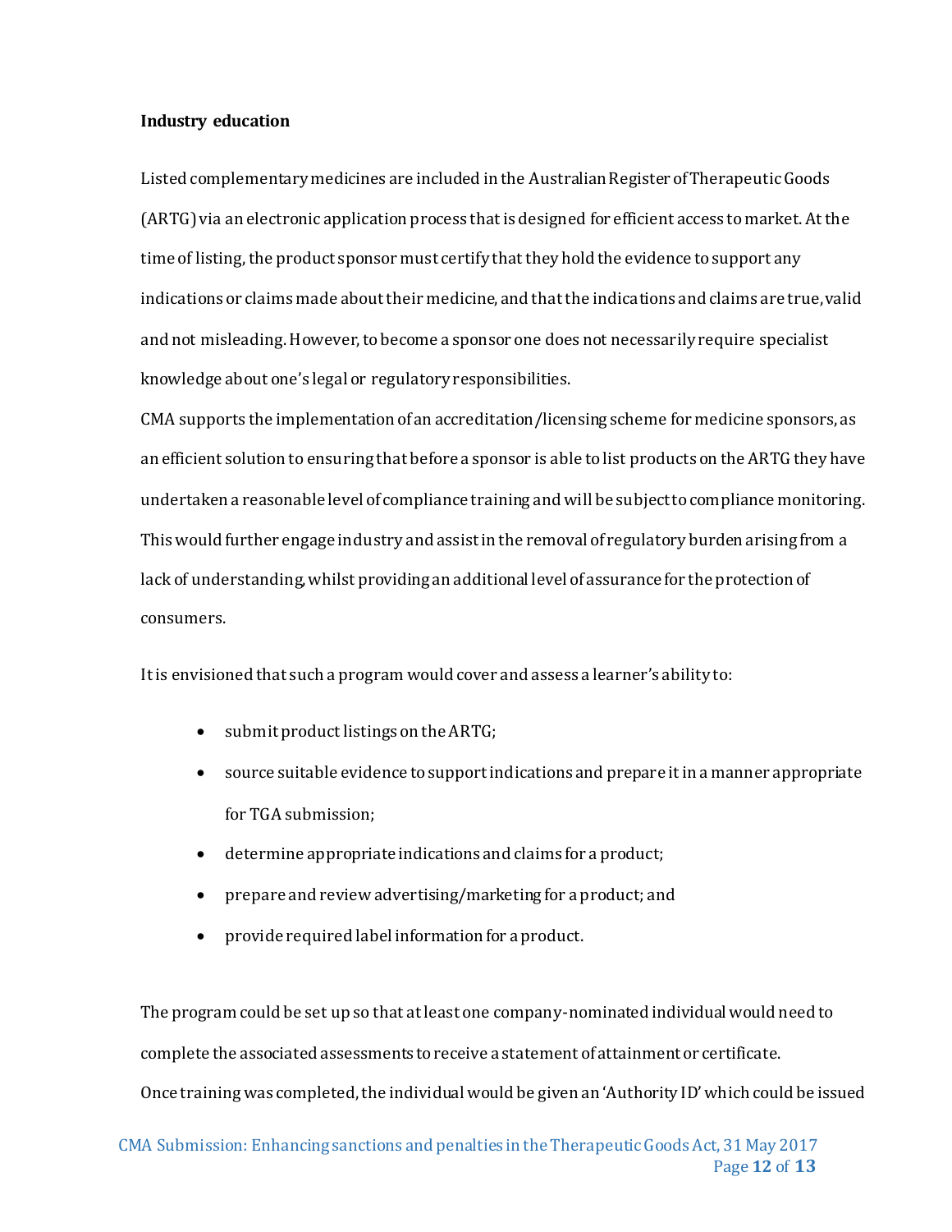**Industry education**

Listed complementary medicines are included in the Australian Register of Therapeutic Goods (ARTG) via an electronic application process that is designed for efficient access to market. At the time of listing, the product sponsor must certify that they hold the evidence to support any indications or claims made about their medicine, and that the indications and claims are true, valid and not misleading. However, to become a sponsor one does not necessarily require specialist knowledge about one's legal or regulatory responsibilities.

CMA supports the implementation of an accreditation/licensing scheme for medicine sponsors, as an efficient solution to ensuring that before a sponsor is able to list products on the ARTG they have undertaken a reasonable level of compliance training and will be subject to compliance monitoring. This would further engage industry and assist in the removal of regulatory burden arising from a lack of understanding, whilst providing an additional level of assurance for the protection of consumers.

It is envisioned that such a program would cover and assess a learner's ability to:

- submit product listings on the ARTG;
- source suitable evidence to support indications and prepare it in a manner appropriate for TGA submission;
- determine appropriate indications and claims for a product;
- prepare and review advertising/marketing for a product; and
- provide required label information for a product.

The program could be set up so that at least one company-nominated individual would need to complete the associated assessments to receive a statement of attainment or certificate.

Once training was completed, the individual would be given an 'Authority ID' which could be issued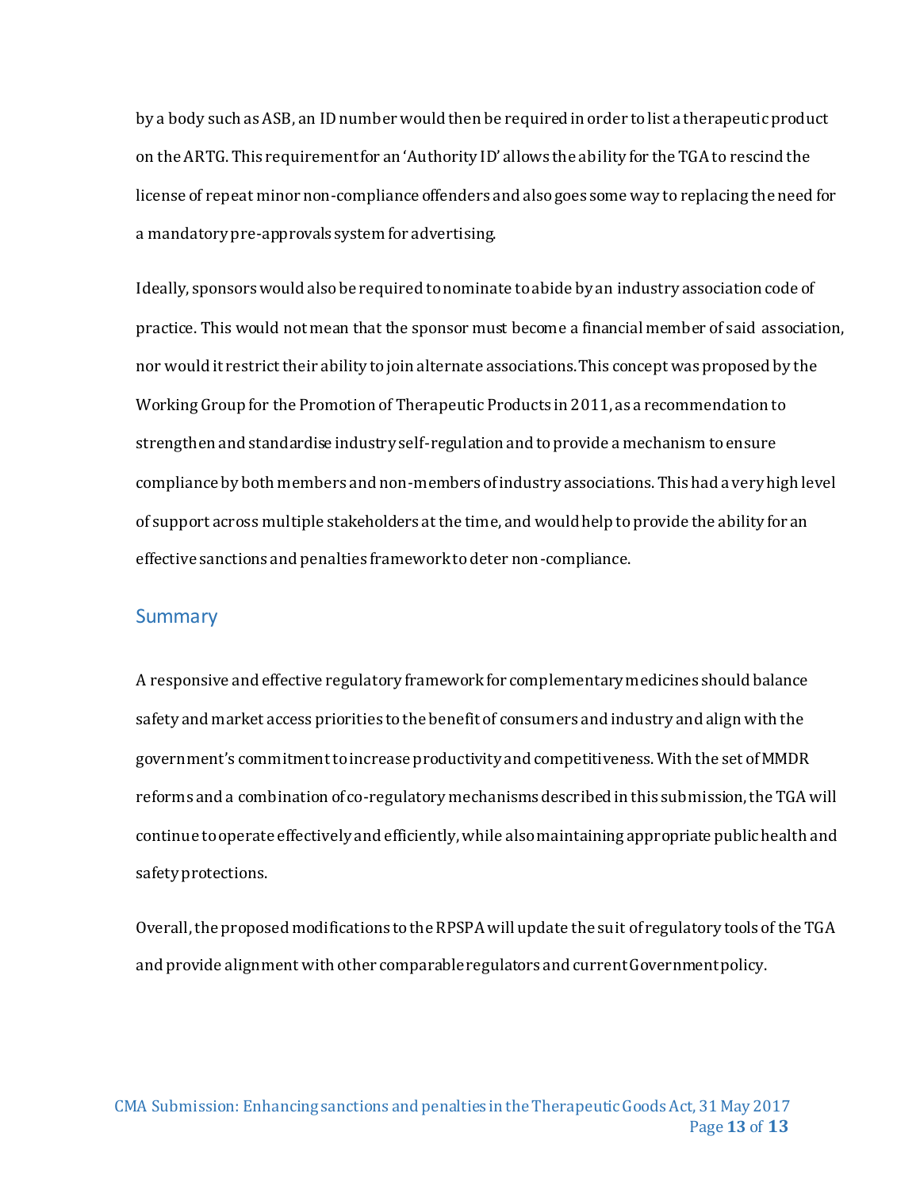by a body such as ASB, an ID number would then be required in order to list a therapeutic product on the ARTG. This requirement for an 'Authority ID' allows the ability for the TGA to rescind the license of repeat minor non-compliance offenders and also goes some way to replacing the need for a mandatory pre-approvals system for advertising.

Ideally, sponsors would also be required to nominate to abide by an industry association code of practice. This would not mean that the sponsor must become a financial member of said association, nor would it restrict their ability to join alternate associations. This concept was proposed by the Working Group for the Promotion of Therapeutic Products in 2011, as a recommendation to strengthen and standardise industry self-regulation and to provide a mechanism to ensure compliance by both members and non-members of industry associations. This had a very high level of support across multiple stakeholders at the time, and would help to provide the ability for an effective sanctions and penalties framework to deter non-compliance.

## Summary

A responsive and effective regulatory framework for complementary medicines should balance safety and market access priorities to the benefit of consumers and industry and align with the government's commitment to increase productivity and competitiveness. With the set of MMDR reforms and a combination of co-regulatory mechanisms described in this submission, the TGA will continue to operate effectively and efficiently, while also maintaining appropriate public health and safety protections.

Overall, the proposed modifications to the RPSPA will update the suit of regulatory tools of the TGA and provide alignment with other comparable regulators and current Government policy.